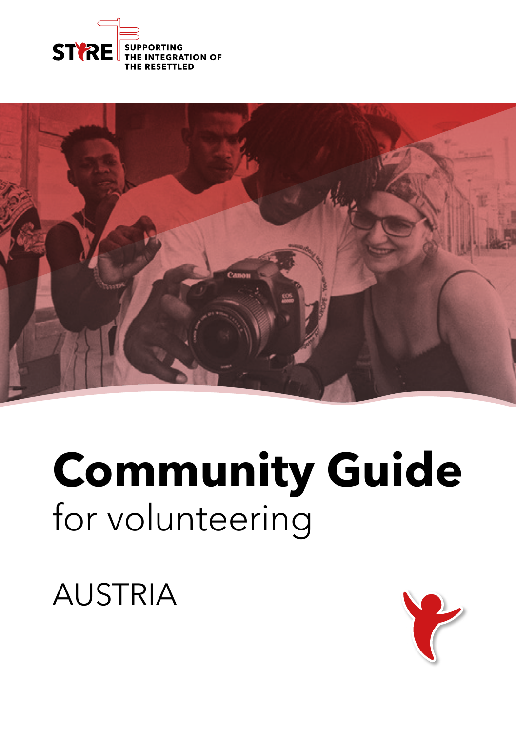STIRE SUPPORTING THE INTEGRATION OF THE RESETTLED

# Community Guide

for volunteering

AUSTRIA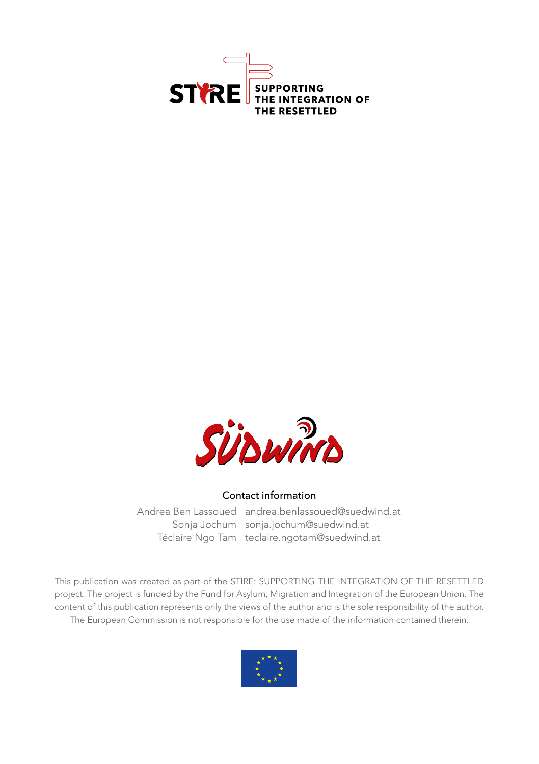STIRE SUPPORTING THE INTEGRATION OF THE RESETTLED

Südwind

Contact information

Andrea Ben Lassoued | andrea.benlassoued@suedwind.at
Sonja Jochum | sonja.jochum@suedwind.at
Téclaire Ngo Tam | teclaire.ngotam@suedwind.at

This publication was created as part of the STIRE: SUPPORTING THE INTEGRATION OF THE RESETTLED project. The project is funded by the Fund for Asylum, Migration and Integration of the European Union. The content of this publication represents only the views of the author and is the sole responsibility of the author. The European Commission is not responsible for the use made of the information contained therein.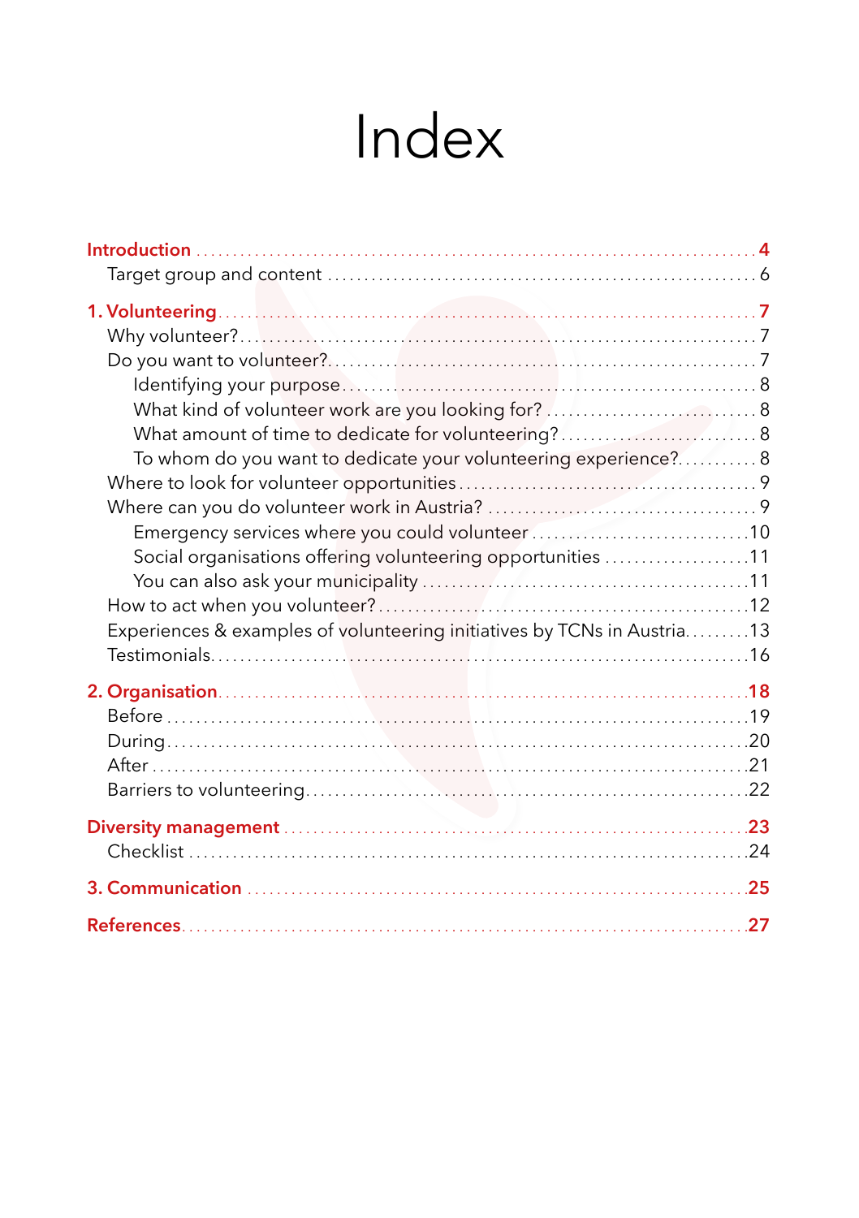# Index

**Introduction** ..... **4**
- Target group and content ..... 6

**1. Volunteering** ..... **7**
- Why volunteer? ..... 7
- Do you want to volunteer? ..... 7
  - Identifying your purpose ..... 8
  - What kind of volunteer work are you looking for? ..... 8
  - What amount of time to dedicate for volunteering? ..... 8
  - To whom do you want to dedicate your volunteering experience? ..... 8
- Where to look for volunteer opportunities ..... 9
- Where can you do volunteer work in Austria? ..... 9
  - Emergency services where you could volunteer ..... 10
  - Social organisations offering volunteering opportunities ..... 11
  - You can also ask your municipality ..... 11
- How to act when you volunteer? ..... 12
- Experiences & examples of volunteering initiatives by TCNs in Austria ..... 13
- Testimonials ..... 16

**2. Organisation** ..... **18**
- Before ..... 19
- During ..... 20
- After ..... 21
- Barriers to volunteering ..... 22

**Diversity management** ..... **23**
- Checklist ..... 24

**3. Communication** ..... **25**

**References** ..... **27**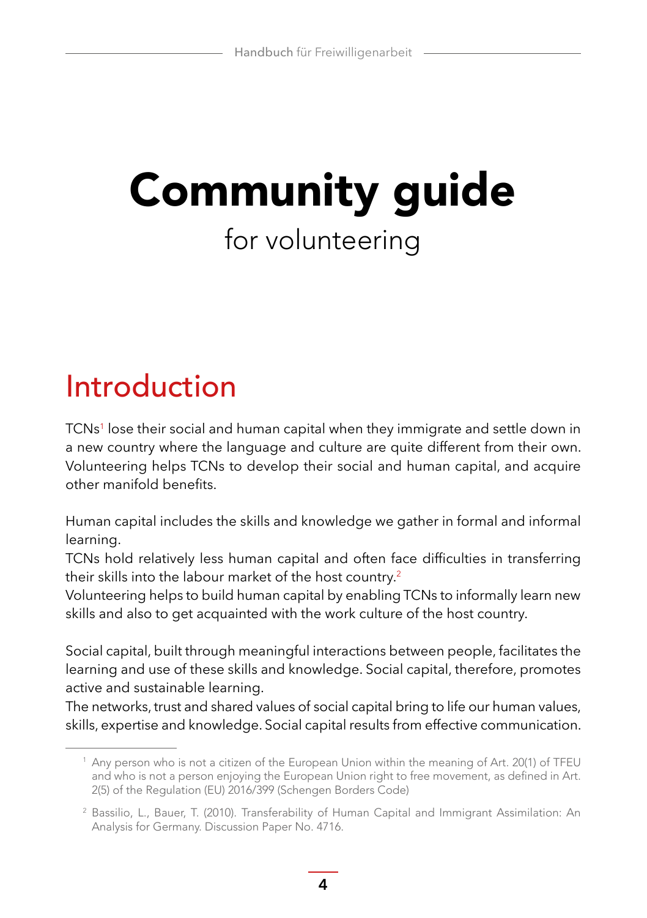# Community guide

for volunteering

## Introduction

TCNs[1] lose their social and human capital when they immigrate and settle down in a new country where the language and culture are quite different from their own. Volunteering helps TCNs to develop their social and human capital, and acquire other manifold benefits.

Human capital includes the skills and knowledge we gather in formal and informal learning.

TCNs hold relatively less human capital and often face difficulties in transferring their skills into the labour market of the host country.[2]

Volunteering helps to build human capital by enabling TCNs to informally learn new skills and also to get acquainted with the work culture of the host country.

Social capital, built through meaningful interactions between people, facilitates the learning and use of these skills and knowledge. Social capital, therefore, promotes active and sustainable learning.

The networks, trust and shared values of social capital bring to life our human values, skills, expertise and knowledge. Social capital results from effective communication.

---

[1] Any person who is not a citizen of the European Union within the meaning of Art. 20(1) of TFEU and who is not a person enjoying the European Union right to free movement, as defined in Art. 2(5) of the Regulation (EU) 2016/399 (Schengen Borders Code)

[2] Bassilio, L., Bauer, T. (2010). Transferability of Human Capital and Immigrant Assimilation: An Analysis for Germany. Discussion Paper No. 4716.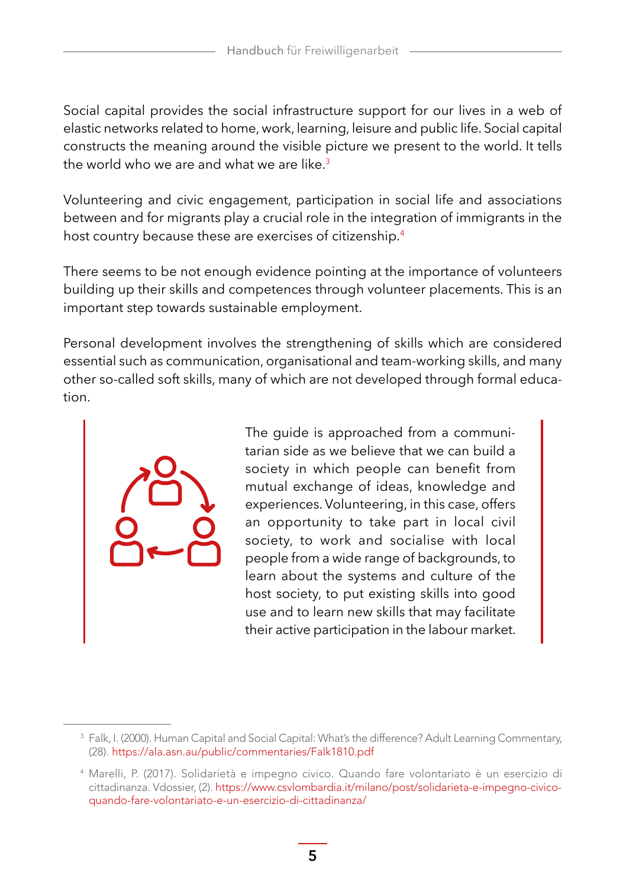Social capital provides the social infrastructure support for our lives in a web of elastic networks related to home, work, learning, leisure and public life. Social capital constructs the meaning around the visible picture we present to the world. It tells the world who we are and what we are like.[3]

Volunteering and civic engagement, participation in social life and associations between and for migrants play a crucial role in the integration of immigrants in the host country because these are exercises of citizenship.[4]

There seems to be not enough evidence pointing at the importance of volunteers building up their skills and competences through volunteer placements. This is an important step towards sustainable employment.

Personal development involves the strengthening of skills which are considered essential such as communication, organisational and team-working skills, and many other so-called soft skills, many of which are not developed through formal education.

The guide is approached from a communitarian side as we believe that we can build a society in which people can benefit from mutual exchange of ideas, knowledge and experiences. Volunteering, in this case, offers an opportunity to take part in local civil society, to work and socialise with local people from a wide range of backgrounds, to learn about the systems and culture of the host society, to put existing skills into good use and to learn new skills that may facilitate their active participation in the labour market.

---

[3] Falk, I. (2000). Human Capital and Social Capital: What's the difference? Adult Learning Commentary, (28). https://ala.asn.au/public/commentaries/Falk1810.pdf

[4] Marelli, P. (2017). Solidarietà e impegno civico. Quando fare volontariato è un esercizio di cittadinanza. Vdossier, (2). https://www.csvlombardia.it/milano/post/solidarieta-e-impegno-civico-quando-fare-volontariato-e-un-esercizio-di-cittadinanza/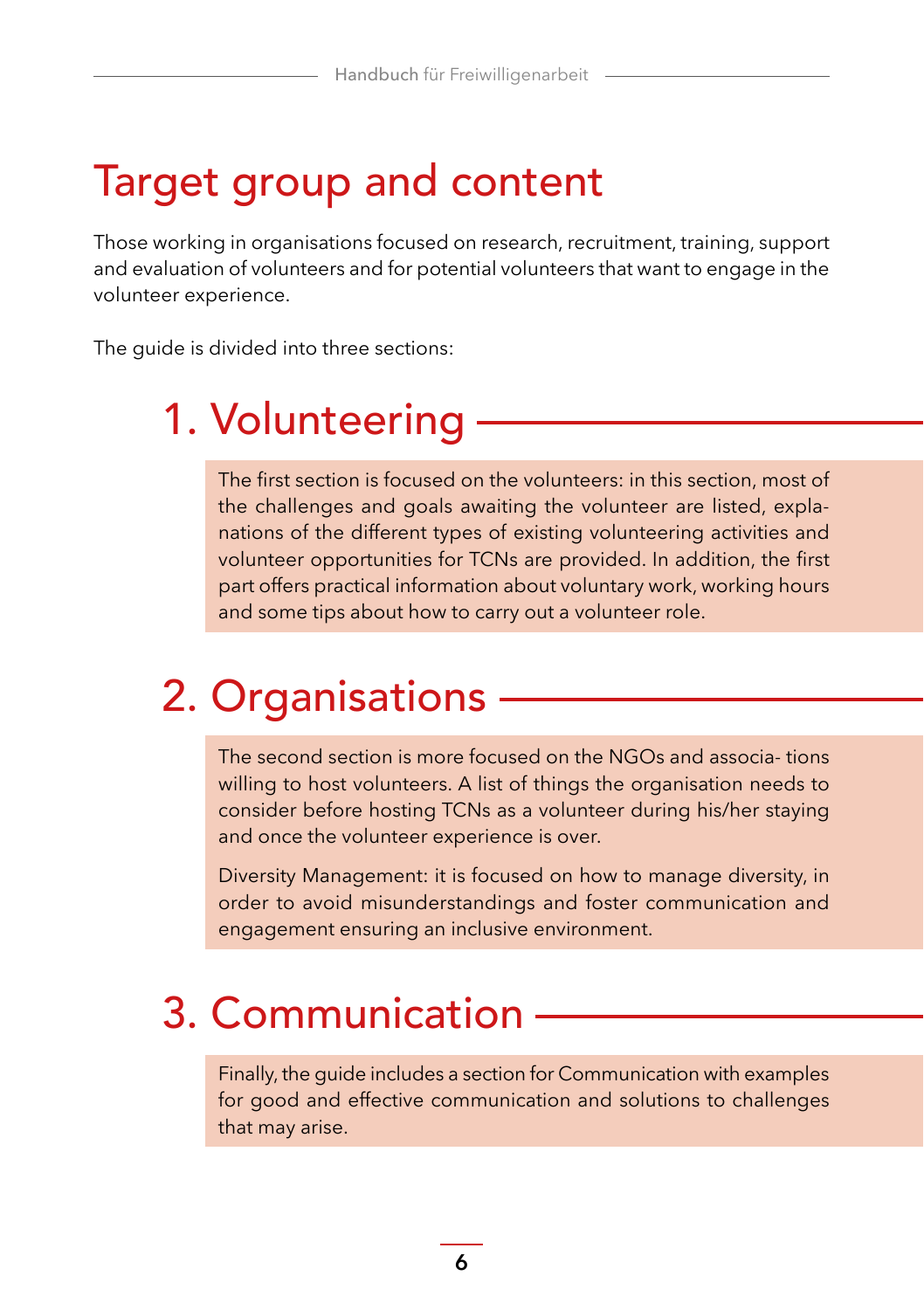# Target group and content

Those working in organisations focused on research, recruitment, training, support and evaluation of volunteers and for potential volunteers that want to engage in the volunteer experience.

The guide is divided into three sections:

## 1. Volunteering

The first section is focused on the volunteers: in this section, most of the challenges and goals awaiting the volunteer are listed, explanations of the different types of existing volunteering activities and volunteer opportunities for TCNs are provided. In addition, the first part offers practical information about voluntary work, working hours and some tips about how to carry out a volunteer role.

## 2. Organisations

The second section is more focused on the NGOs and associa- tions willing to host volunteers. A list of things the organisation needs to consider before hosting TCNs as a volunteer during his/her staying and once the volunteer experience is over.

Diversity Management: it is focused on how to manage diversity, in order to avoid misunderstandings and foster communication and engagement ensuring an inclusive environment.

## 3. Communication

Finally, the guide includes a section for Communication with examples for good and effective communication and solutions to challenges that may arise.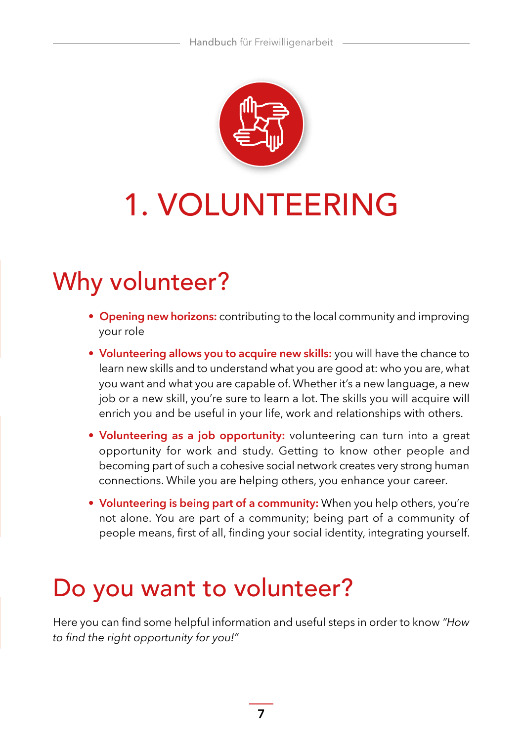# 1. VOLUNTEERING

## Why volunteer?

- **Opening new horizons:** contributing to the local community and improving your role
- **Volunteering allows you to acquire new skills:** you will have the chance to learn new skills and to understand what you are good at: who you are, what you want and what you are capable of. Whether it's a new language, a new job or a new skill, you're sure to learn a lot. The skills you will acquire will enrich you and be useful in your life, work and relationships with others.
- **Volunteering as a job opportunity:** volunteering can turn into a great opportunity for work and study. Getting to know other people and becoming part of such a cohesive social network creates very strong human connections. While you are helping others, you enhance your career.
- **Volunteering is being part of a community:** When you help others, you're not alone. You are part of a community; being part of a community of people means, first of all, finding your social identity, integrating yourself.

## Do you want to volunteer?

Here you can find some helpful information and useful steps in order to know *"How to find the right opportunity for you!"*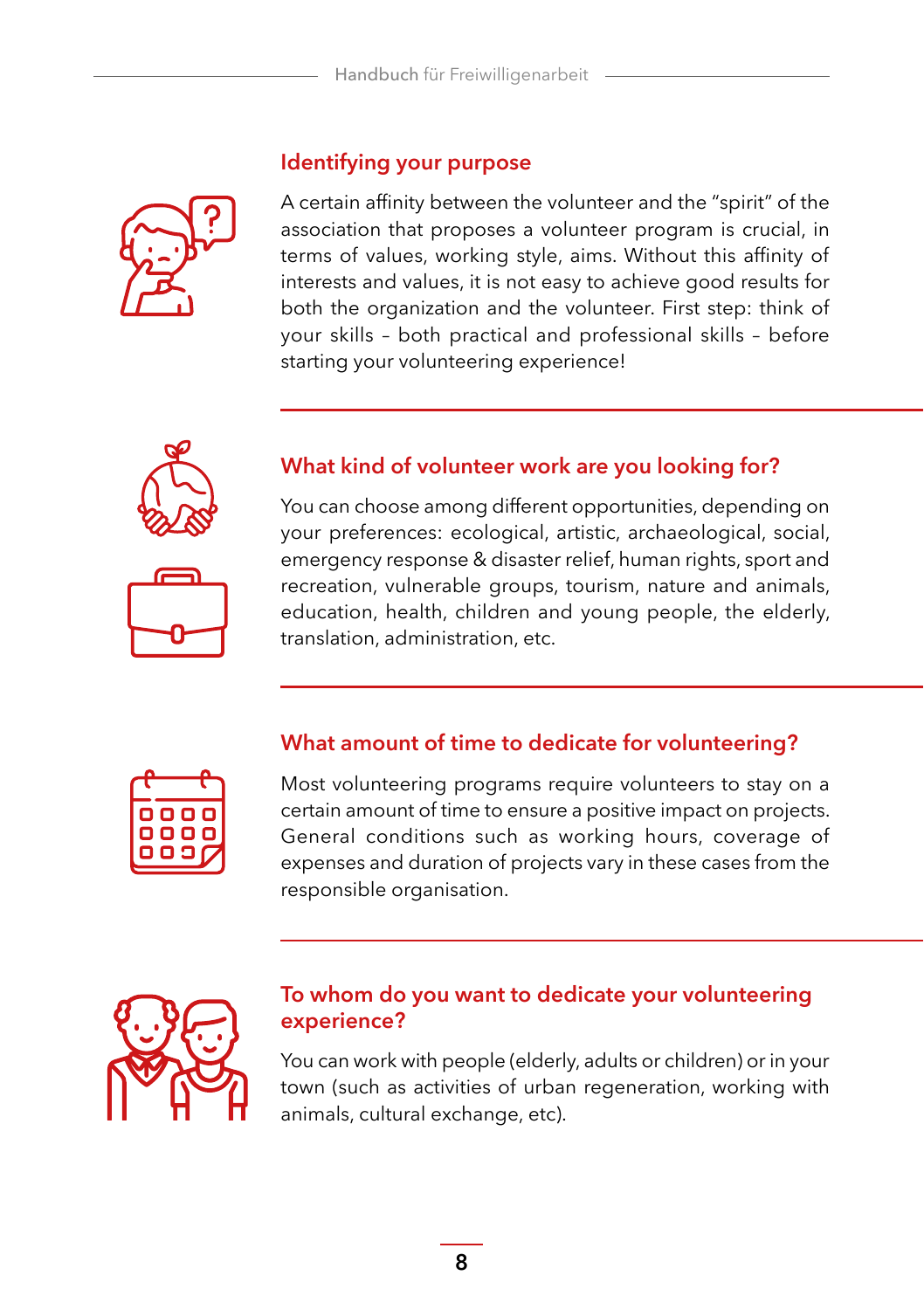## Identifying your purpose

A certain affinity between the volunteer and the "spirit" of the association that proposes a volunteer program is crucial, in terms of values, working style, aims. Without this affinity of interests and values, it is not easy to achieve good results for both the organization and the volunteer. First step: think of your skills – both practical and professional skills – before starting your volunteering experience!

## What kind of volunteer work are you looking for?

You can choose among different opportunities, depending on your preferences: ecological, artistic, archaeological, social, emergency response & disaster relief, human rights, sport and recreation, vulnerable groups, tourism, nature and animals, education, health, children and young people, the elderly, translation, administration, etc.

## What amount of time to dedicate for volunteering?

Most volunteering programs require volunteers to stay on a certain amount of time to ensure a positive impact on projects. General conditions such as working hours, coverage of expenses and duration of projects vary in these cases from the responsible organisation.

## To whom do you want to dedicate your volunteering experience?

You can work with people (elderly, adults or children) or in your town (such as activities of urban regeneration, working with animals, cultural exchange, etc).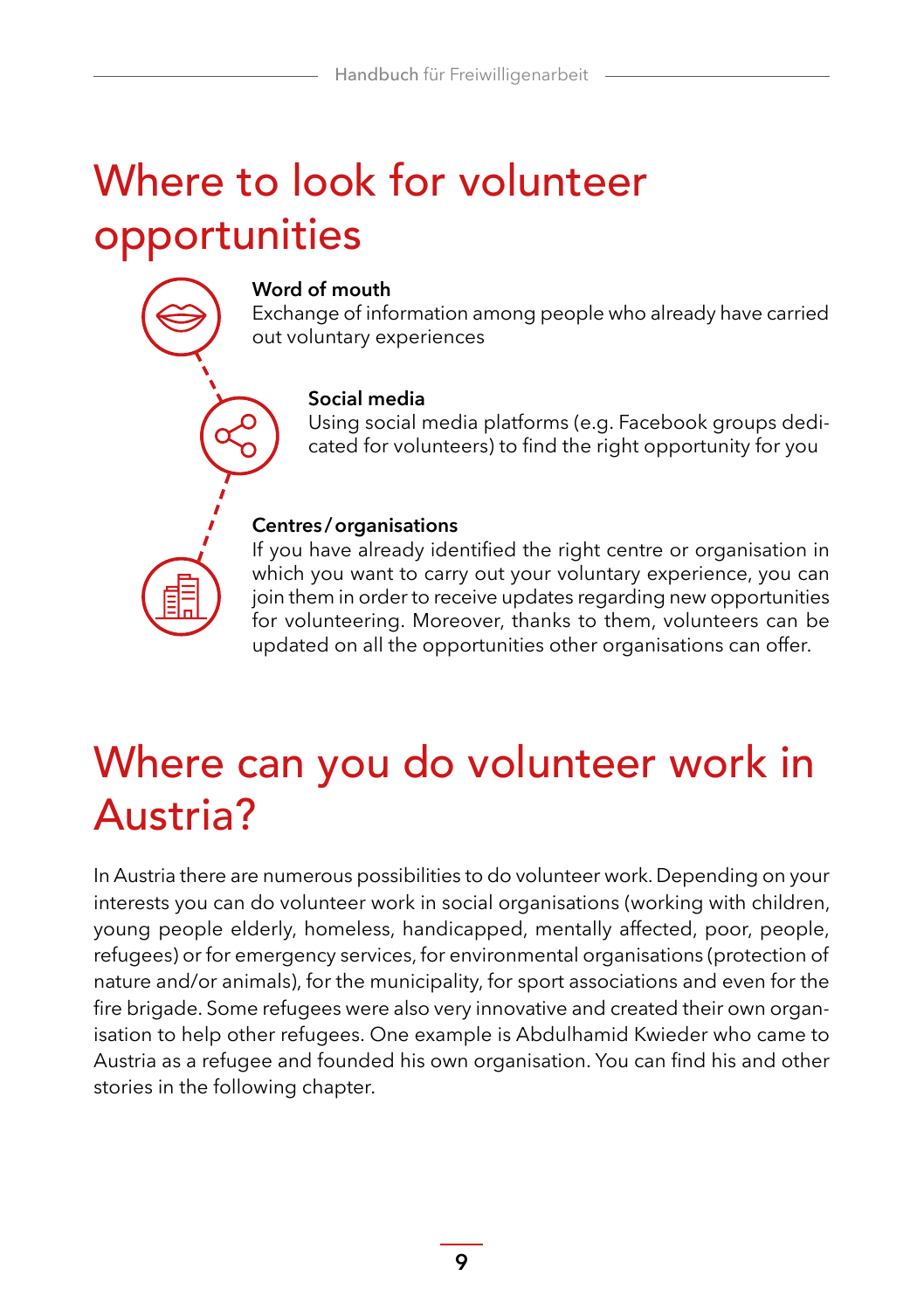# Where to look for volunteer opportunities

**Word of mouth**
Exchange of information among people who already have carried out voluntary experiences

**Social media**
Using social media platforms (e.g. Facebook groups dedicated for volunteers) to find the right opportunity for you

**Centres / organisations**
If you have already identified the right centre or organisation in which you want to carry out your voluntary experience, you can join them in order to receive updates regarding new opportunities for volunteering. Moreover, thanks to them, volunteers can be updated on all the opportunities other organisations can offer.

# Where can you do volunteer work in Austria?

In Austria there are numerous possibilities to do volunteer work. Depending on your interests you can do volunteer work in social organisations (working with children, young people elderly, homeless, handicapped, mentally affected, poor, people, refugees) or for emergency services, for environmental organisations (protection of nature and/or animals), for the municipality, for sport associations and even for the fire brigade. Some refugees were also very innovative and created their own organisation to help other refugees. One example is Abdulhamid Kwieder who came to Austria as a refugee and founded his own organisation. You can find his and other stories in the following chapter.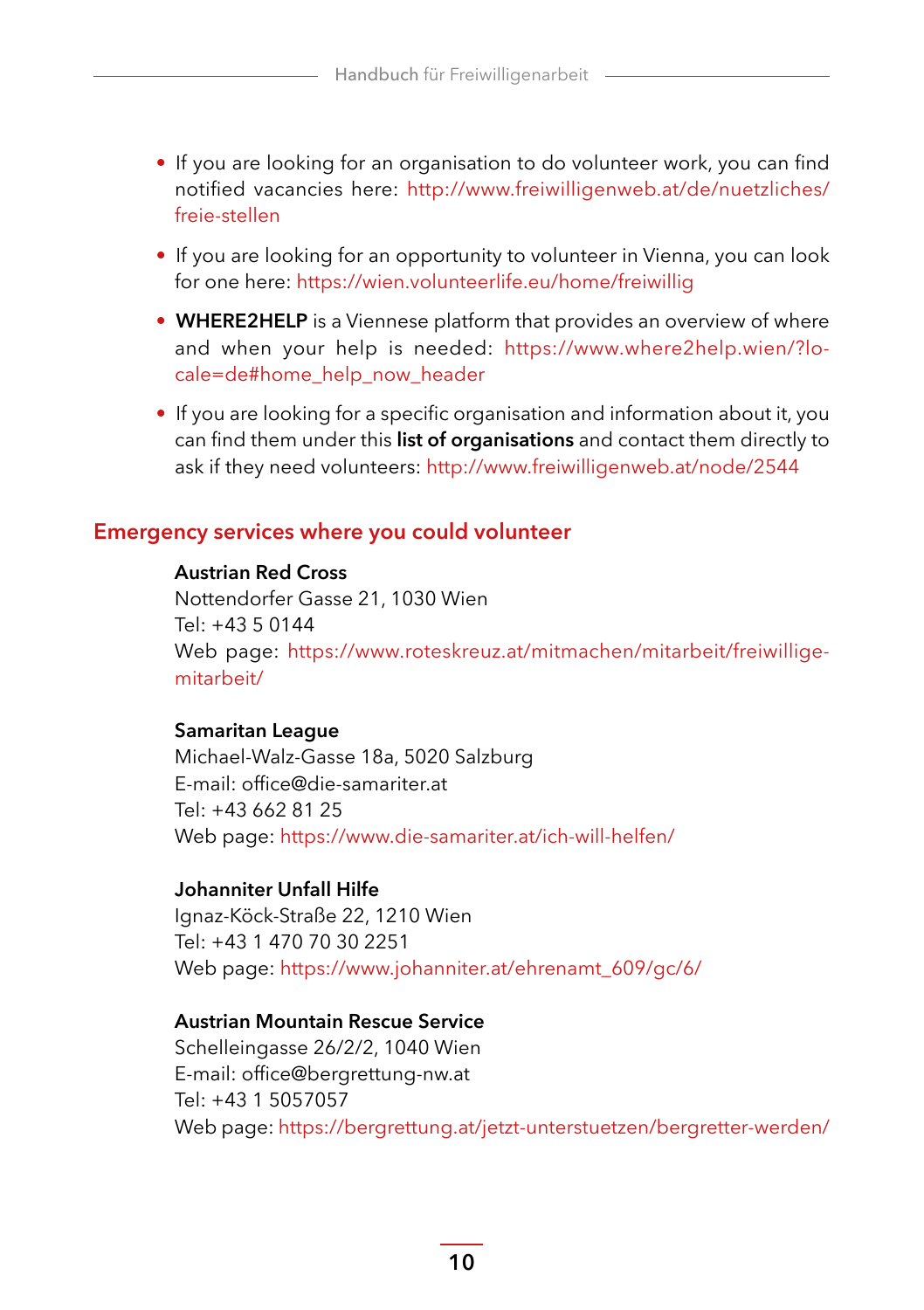- If you are looking for an organisation to do volunteer work, you can find notified vacancies here: http://www.freiwilligenweb.at/de/nuetzliches/freie-stellen
- If you are looking for an opportunity to volunteer in Vienna, you can look for one here: https://wien.volunteerlife.eu/home/freiwillig
- **WHERE2HELP** is a Viennese platform that provides an overview of where and when your help is needed: https://www.where2help.wien/?locale=de#home_help_now_header
- If you are looking for a specific organisation and information about it, you can find them under this **list of organisations** and contact them directly to ask if they need volunteers: http://www.freiwilligenweb.at/node/2544

## Emergency services where you could volunteer

**Austrian Red Cross**
Nottendorfer Gasse 21, 1030 Wien
Tel: +43 5 0144
Web page: https://www.roteskreuz.at/mitmachen/mitarbeit/freiwillige-mitarbeit/

**Samaritan League**
Michael-Walz-Gasse 18a, 5020 Salzburg
E-mail: office@die-samariter.at
Tel: +43 662 81 25
Web page: https://www.die-samariter.at/ich-will-helfen/

**Johanniter Unfall Hilfe**
Ignaz-Köck-Straße 22, 1210 Wien
Tel: +43 1 470 70 30 2251
Web page: https://www.johanniter.at/ehrenamt_609/gc/6/

**Austrian Mountain Rescue Service**
Schelleingasse 26/2/2, 1040 Wien
E-mail: office@bergrettung-nw.at
Tel: +43 1 5057057
Web page: https://bergrettung.at/jetzt-unterstuetzen/bergretter-werden/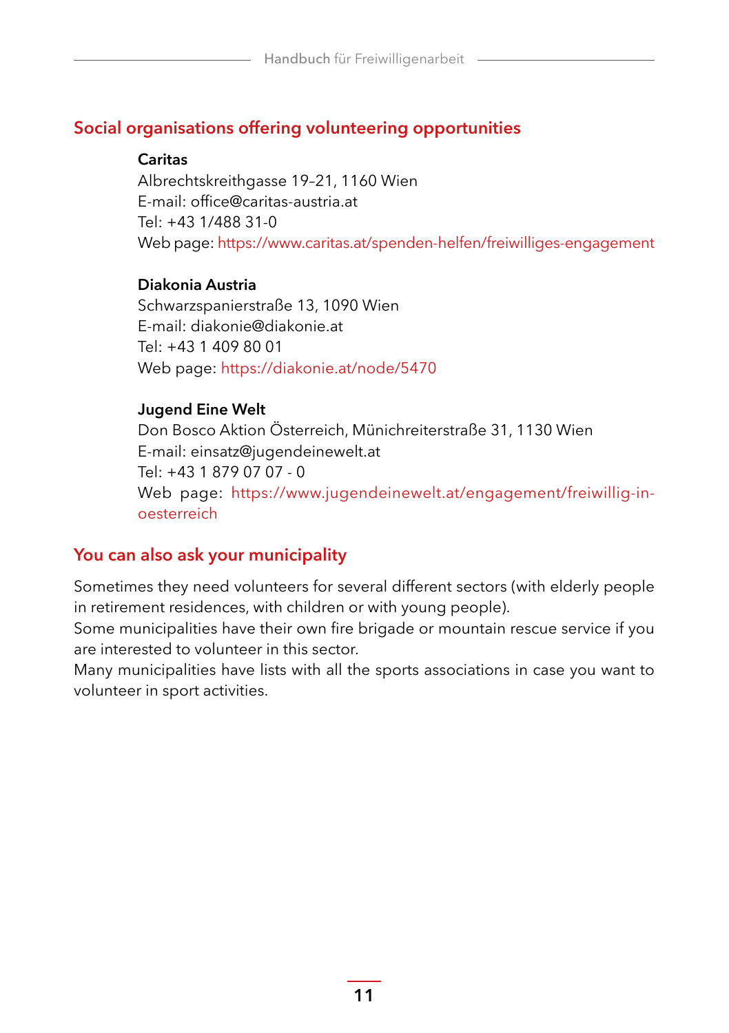## Social organisations offering volunteering opportunities

**Caritas**
Albrechtskreithgasse 19–21, 1160 Wien
E-mail: office@caritas-austria.at
Tel: +43 1/488 31-0
Web page: https://www.caritas.at/spenden-helfen/freiwilliges-engagement

**Diakonia Austria**
Schwarzspanierstraße 13, 1090 Wien
E-mail: diakonie@diakonie.at
Tel: +43 1 409 80 01
Web page: https://diakonie.at/node/5470

**Jugend Eine Welt**
Don Bosco Aktion Österreich, Münichreiterstraße 31, 1130 Wien
E-mail: einsatz@jugendeinewelt.at
Tel: +43 1 879 07 07 - 0
Web page: https://www.jugendeinewelt.at/engagement/freiwillig-in-oesterreich

## You can also ask your municipality

Sometimes they need volunteers for several different sectors (with elderly people in retirement residences, with children or with young people).
Some municipalities have their own fire brigade or mountain rescue service if you are interested to volunteer in this sector.
Many municipalities have lists with all the sports associations in case you want to volunteer in sport activities.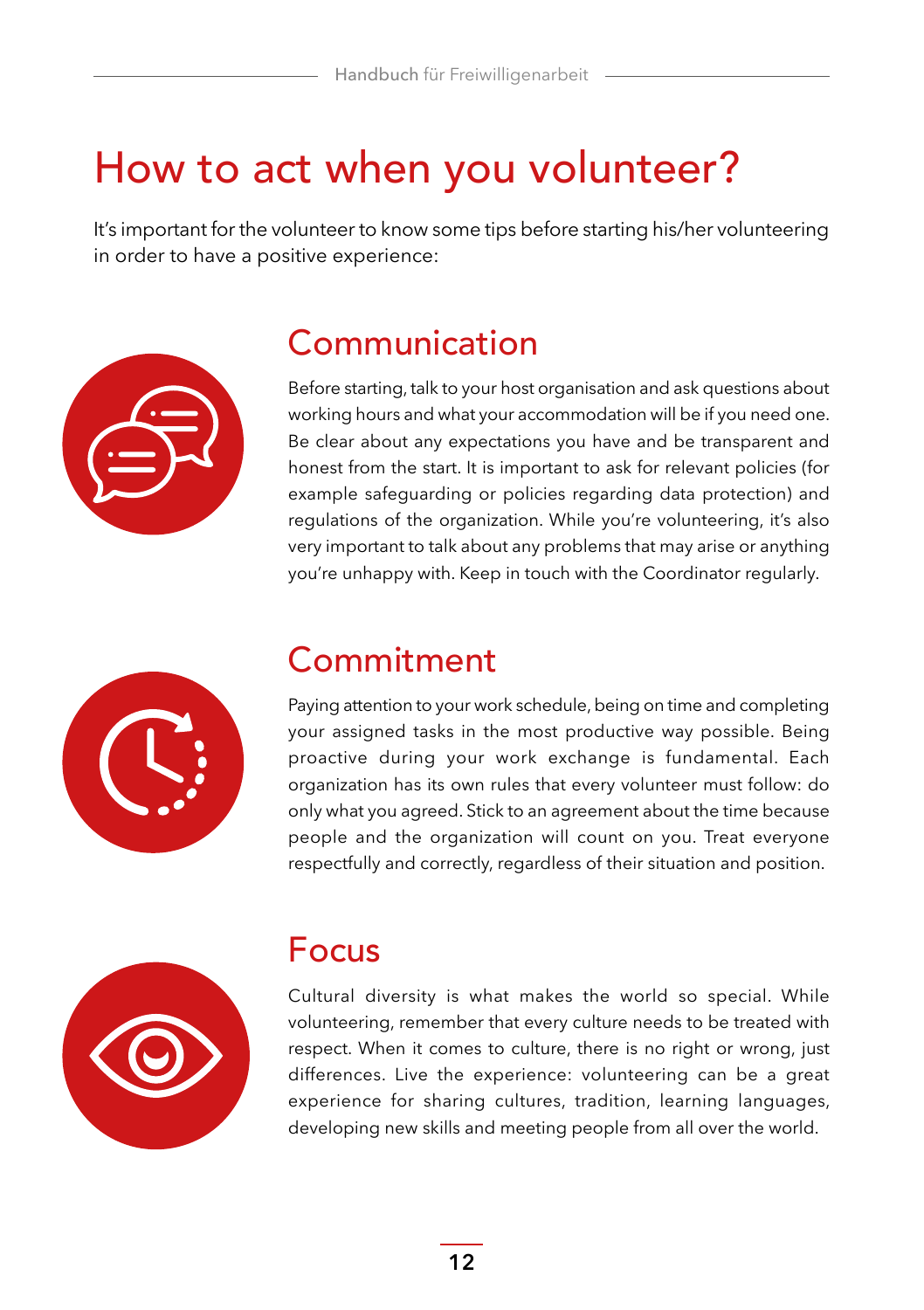# How to act when you volunteer?

It's important for the volunteer to know some tips before starting his/her volunteering in order to have a positive experience:

## Communication

Before starting, talk to your host organisation and ask questions about working hours and what your accommodation will be if you need one. Be clear about any expectations you have and be transparent and honest from the start. It is important to ask for relevant policies (for example safeguarding or policies regarding data protection) and regulations of the organization. While you're volunteering, it's also very important to talk about any problems that may arise or anything you're unhappy with. Keep in touch with the Coordinator regularly.

## Commitment

Paying attention to your work schedule, being on time and completing your assigned tasks in the most productive way possible. Being proactive during your work exchange is fundamental. Each organization has its own rules that every volunteer must follow: do only what you agreed. Stick to an agreement about the time because people and the organization will count on you. Treat everyone respectfully and correctly, regardless of their situation and position.

## Focus

Cultural diversity is what makes the world so special. While volunteering, remember that every culture needs to be treated with respect. When it comes to culture, there is no right or wrong, just differences. Live the experience: volunteering can be a great experience for sharing cultures, tradition, learning languages, developing new skills and meeting people from all over the world.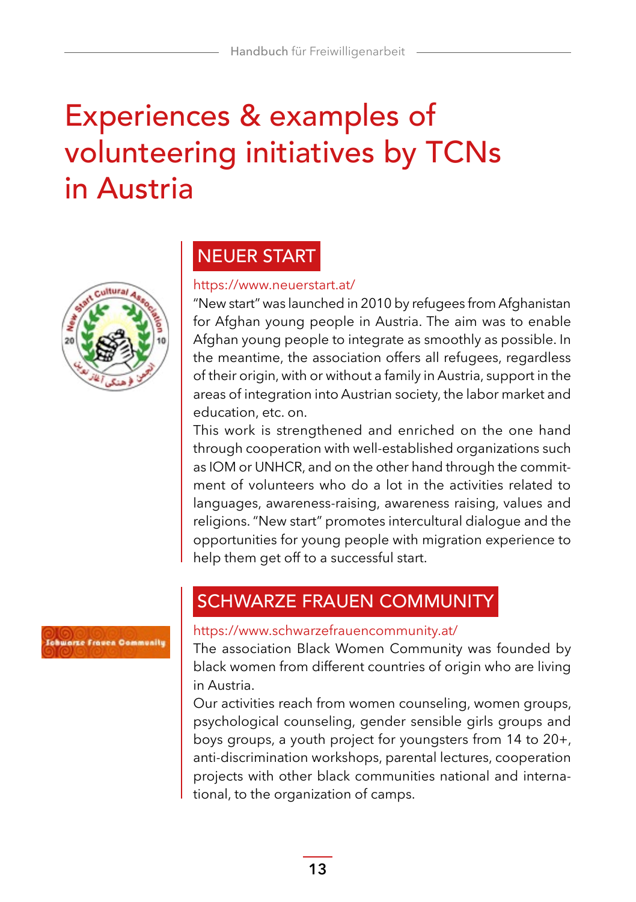# Experiences & examples of volunteering initiatives by TCNs in Austria

## NEUER START

https://www.neuerstart.at/

"New start" was launched in 2010 by refugees from Afghanistan for Afghan young people in Austria. The aim was to enable Afghan young people to integrate as smoothly as possible. In the meantime, the association offers all refugees, regardless of their origin, with or without a family in Austria, support in the areas of integration into Austrian society, the labor market and education, etc. on.

This work is strengthened and enriched on the one hand through cooperation with well-established organizations such as IOM or UNHCR, and on the other hand through the commitment of volunteers who do a lot in the activities related to languages, awareness-raising, awareness raising, values and religions. "New start" promotes intercultural dialogue and the opportunities for young people with migration experience to help them get off to a successful start.

## SCHWARZE FRAUEN COMMUNITY

https://www.schwarzefrauencommunity.at/

The association Black Women Community was founded by black women from different countries of origin who are living in Austria.

Our activities reach from women counseling, women groups, psychological counseling, gender sensible girls groups and boys groups, a youth project for youngsters from 14 to 20+, anti-discrimination workshops, parental lectures, cooperation projects with other black communities national and international, to the organization of camps.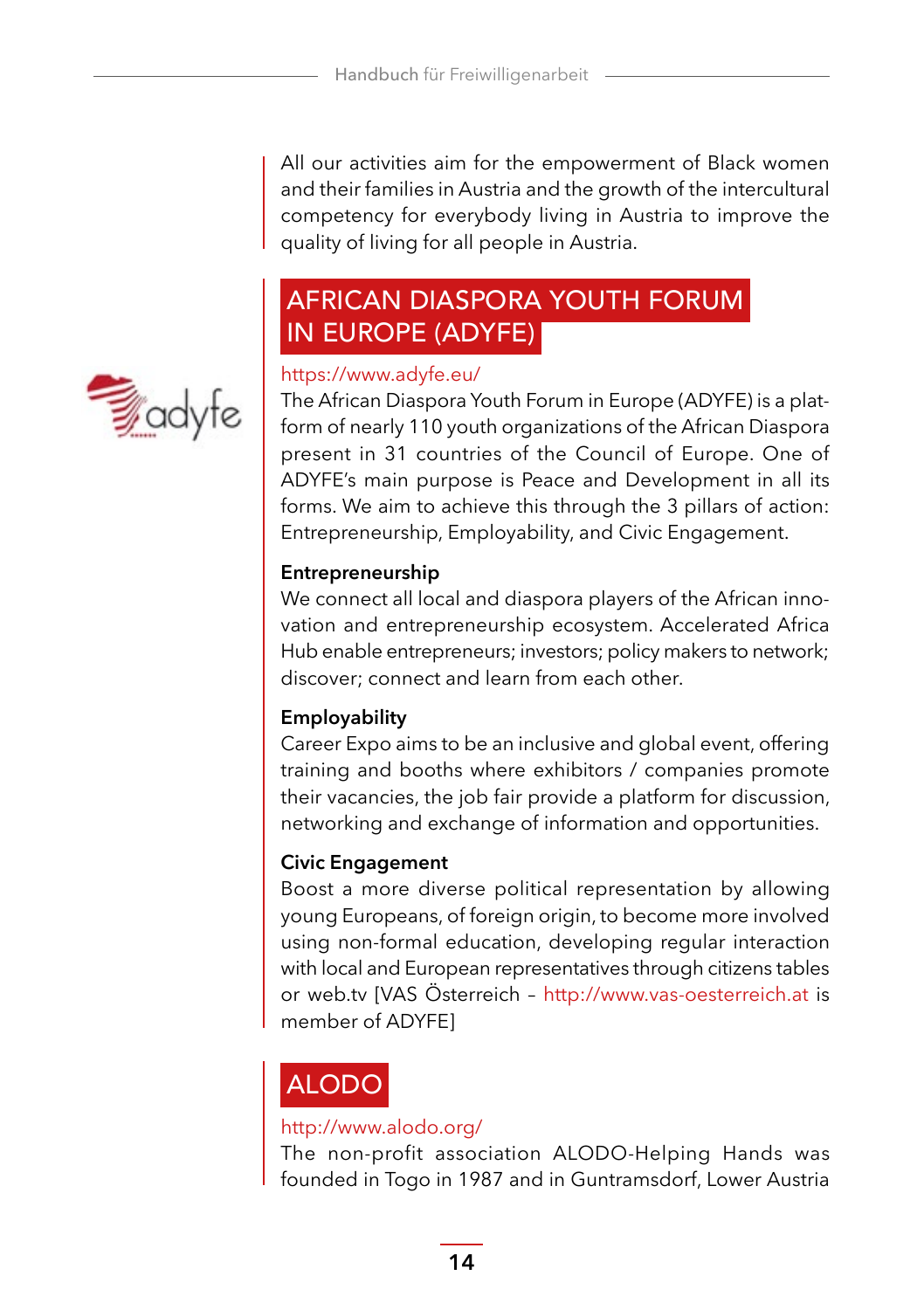All our activities aim for the empowerment of Black women and their families in Austria and the growth of the intercultural competency for everybody living in Austria to improve the quality of living for all people in Austria.

## AFRICAN DIASPORA YOUTH FORUM IN EUROPE (ADYFE)

https://www.adyfe.eu/

The African Diaspora Youth Forum in Europe (ADYFE) is a platform of nearly 110 youth organizations of the African Diaspora present in 31 countries of the Council of Europe. One of ADYFE's main purpose is Peace and Development in all its forms. We aim to achieve this through the 3 pillars of action: Entrepreneurship, Employability, and Civic Engagement.

**Entrepreneurship**

We connect all local and diaspora players of the African innovation and entrepreneurship ecosystem. Accelerated Africa Hub enable entrepreneurs; investors; policy makers to network; discover; connect and learn from each other.

**Employability**

Career Expo aims to be an inclusive and global event, offering training and booths where exhibitors / companies promote their vacancies, the job fair provide a platform for discussion, networking and exchange of information and opportunities.

**Civic Engagement**

Boost a more diverse political representation by allowing young Europeans, of foreign origin, to become more involved using non-formal education, developing regular interaction with local and European representatives through citizens tables or web.tv [VAS Österreich – http://www.vas-oesterreich.at is member of ADYFE]

## ALODO

http://www.alodo.org/

The non-profit association ALODO-Helping Hands was founded in Togo in 1987 and in Guntramsdorf, Lower Austria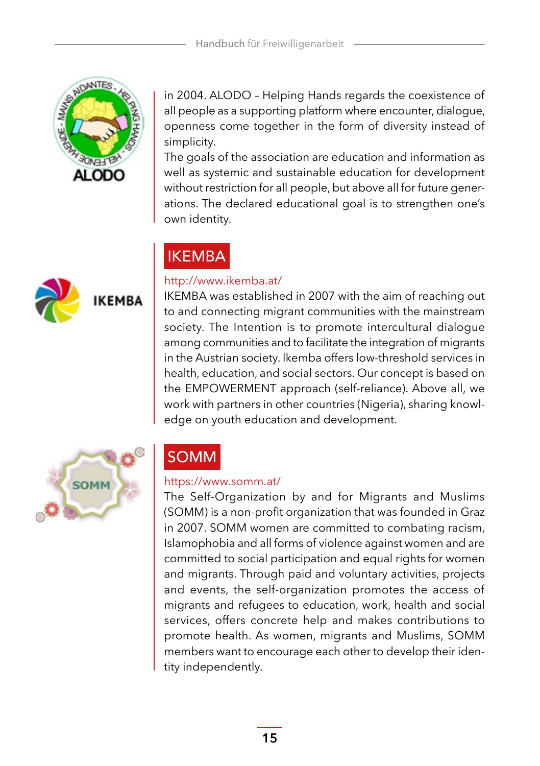in 2004. ALODO – Helping Hands regards the coexistence of all people as a supporting platform where encounter, dialogue, openness come together in the form of diversity instead of simplicity.
The goals of the association are education and information as well as systemic and sustainable education for development without restriction for all people, but above all for future generations. The declared educational goal is to strengthen one's own identity.

## IKEMBA

http://www.ikemba.at/

IKEMBA was established in 2007 with the aim of reaching out to and connecting migrant communities with the mainstream society. The Intention is to promote intercultural dialogue among communities and to facilitate the integration of migrants in the Austrian society. Ikemba offers low-threshold services in health, education, and social sectors. Our concept is based on the EMPOWERMENT approach (self-reliance). Above all, we work with partners in other countries (Nigeria), sharing knowledge on youth education and development.

## SOMM

https://www.somm.at/

The Self-Organization by and for Migrants and Muslims (SOMM) is a non-profit organization that was founded in Graz in 2007. SOMM women are committed to combating racism, Islamophobia and all forms of violence against women and are committed to social participation and equal rights for women and migrants. Through paid and voluntary activities, projects and events, the self-organization promotes the access of migrants and refugees to education, work, health and social services, offers concrete help and makes contributions to promote health. As women, migrants and Muslims, SOMM members want to encourage each other to develop their identity independently.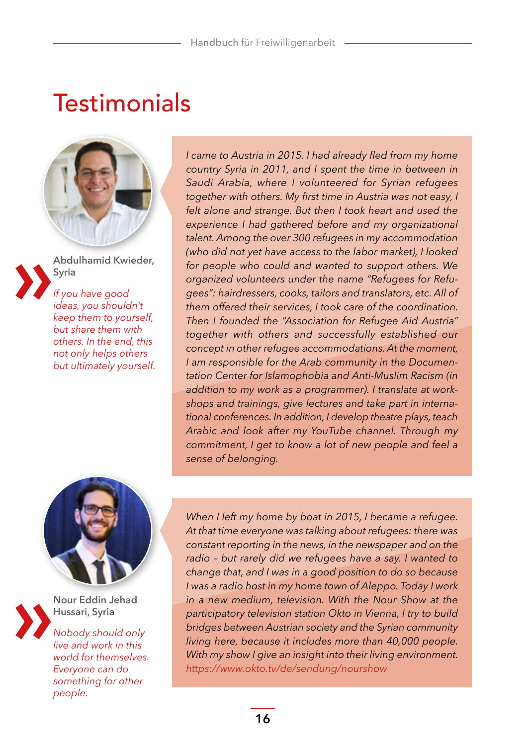# Testimonials

**Abdulhamid Kwieder, Syria**

*If you have good ideas, you shouldn't keep them to yourself, but share them with others. In the end, this not only helps others but ultimately yourself.*

*I came to Austria in 2015. I had already fled from my home country Syria in 2011, and I spent the time in between in Saudi Arabia, where I volunteered for Syrian refugees together with others. My first time in Austria was not easy, I felt alone and strange. But then I took heart and used the experience I had gathered before and my organizational talent. Among the over 300 refugees in my accommodation (who did not yet have access to the labor market), I looked for people who could and wanted to support others. We organized volunteers under the name "Refugees for Refugees": hairdressers, cooks, tailors and translators, etc. All of them offered their services, I took care of the coordination. Then I founded the "Association for Refugee Aid Austria" together with others and successfully established our concept in other refugee accommodations. At the moment, I am responsible for the Arab community in the Documentation Center for Islamophobia and Anti-Muslim Racism (in addition to my work as a programmer). I translate at workshops and trainings, give lectures and take part in international conferences. In addition, I develop theatre plays, teach Arabic and look after my YouTube channel. Through my commitment, I get to know a lot of new people and feel a sense of belonging.*

**Nour Eddin Jehad Hussari, Syria**

*Nobody should only live and work in this world for themselves. Everyone can do something for other people.*

*When I left my home by boat in 2015, I became a refugee. At that time everyone was talking about refugees: there was constant reporting in the news, in the newspaper and on the radio – but rarely did we refugees have a say. I wanted to change that, and I was in a good position to do so because I was a radio host in my home town of Aleppo. Today I work in a new medium, television. With the Nour Show at the participatory television station Okto in Vienna, I try to build bridges between Austrian society and the Syrian community living here, because it includes more than 40,000 people. With my show I give an insight into their living environment.*
*https://www.okto.tv/de/sendung/nourshow*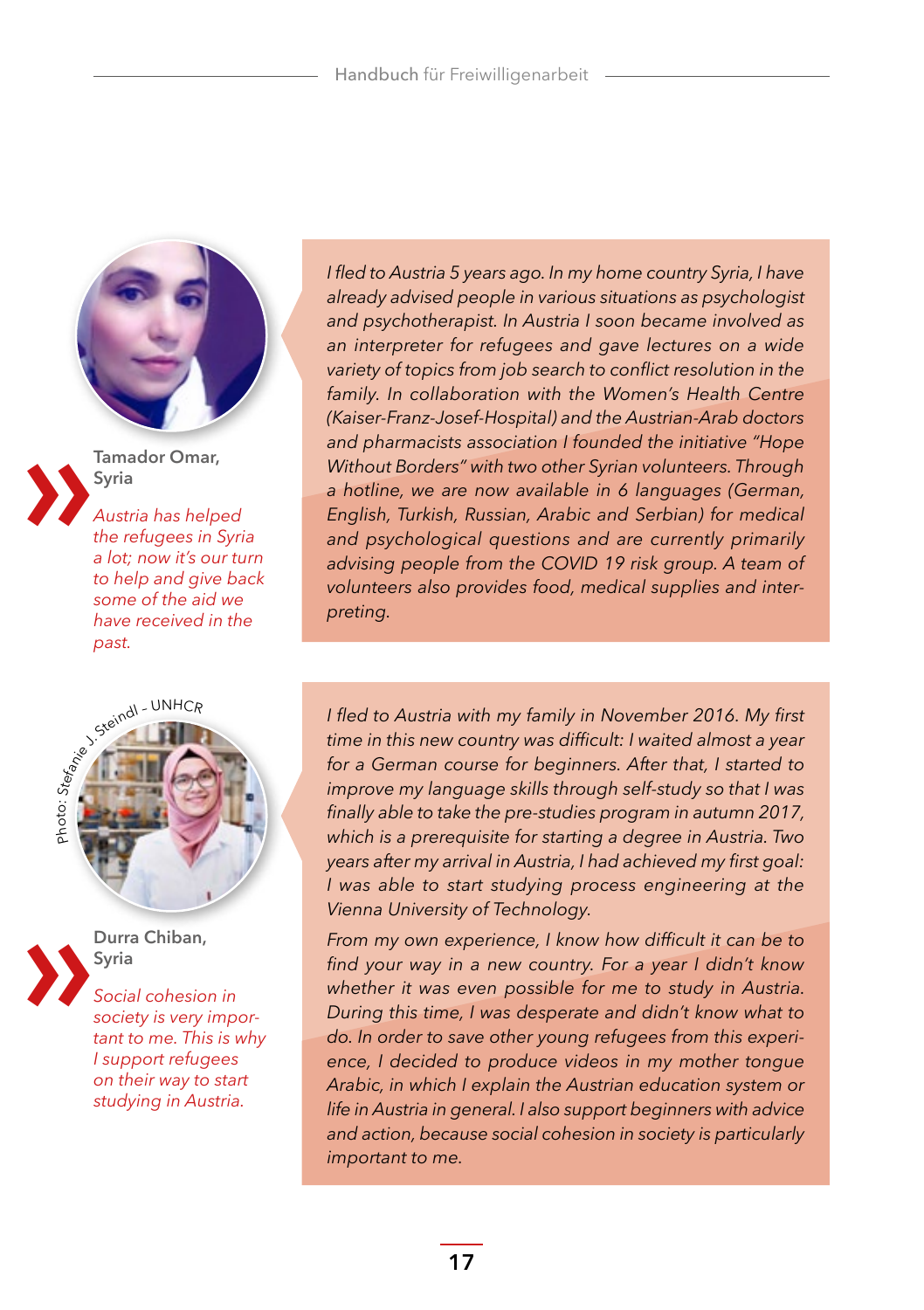**Tamador Omar,**
**Syria**

*Austria has helped the refugees in Syria a lot; now it's our turn to help and give back some of the aid we have received in the past.*

*I fled to Austria 5 years ago. In my home country Syria, I have already advised people in various situations as psychologist and psychotherapist. In Austria I soon became involved as an interpreter for refugees and gave lectures on a wide variety of topics from job search to conflict resolution in the family. In collaboration with the Women's Health Centre (Kaiser-Franz-Josef-Hospital) and the Austrian-Arab doctors and pharmacists association I founded the initiative "Hope Without Borders" with two other Syrian volunteers. Through a hotline, we are now available in 6 languages (German, English, Turkish, Russian, Arabic and Serbian) for medical and psychological questions and are currently primarily advising people from the COVID 19 risk group. A team of volunteers also provides food, medical supplies and interpreting.*

Photo: Stefanie J. Steindl - UNHCR

**Durra Chiban,**
**Syria**

*Social cohesion in society is very important to me. This is why I support refugees on their way to start studying in Austria.*

*I fled to Austria with my family in November 2016. My first time in this new country was difficult: I waited almost a year for a German course for beginners. After that, I started to improve my language skills through self-study so that I was finally able to take the pre-studies program in autumn 2017, which is a prerequisite for starting a degree in Austria. Two years after my arrival in Austria, I had achieved my first goal: I was able to start studying process engineering at the Vienna University of Technology.*

*From my own experience, I know how difficult it can be to find your way in a new country. For a year I didn't know whether it was even possible for me to study in Austria. During this time, I was desperate and didn't know what to do. In order to save other young refugees from this experience, I decided to produce videos in my mother tongue Arabic, in which I explain the Austrian education system or life in Austria in general. I also support beginners with advice and action, because social cohesion in society is particularly important to me.*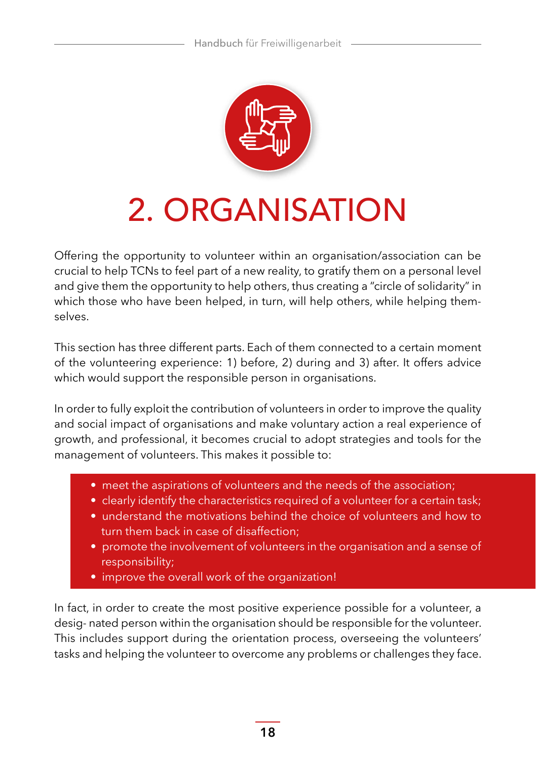# 2. ORGANISATION

Offering the opportunity to volunteer within an organisation/association can be crucial to help TCNs to feel part of a new reality, to gratify them on a personal level and give them the opportunity to help others, thus creating a "circle of solidarity" in which those who have been helped, in turn, will help others, while helping themselves.

This section has three different parts. Each of them connected to a certain moment of the volunteering experience: 1) before, 2) during and 3) after. It offers advice which would support the responsible person in organisations.

In order to fully exploit the contribution of volunteers in order to improve the quality and social impact of organisations and make voluntary action a real experience of growth, and professional, it becomes crucial to adopt strategies and tools for the management of volunteers. This makes it possible to:

- meet the aspirations of volunteers and the needs of the association;
- clearly identify the characteristics required of a volunteer for a certain task;
- understand the motivations behind the choice of volunteers and how to turn them back in case of disaffection;
- promote the involvement of volunteers in the organisation and a sense of responsibility;
- improve the overall work of the organization!

In fact, in order to create the most positive experience possible for a volunteer, a desig- nated person within the organisation should be responsible for the volunteer. This includes support during the orientation process, overseeing the volunteers' tasks and helping the volunteer to overcome any problems or challenges they face.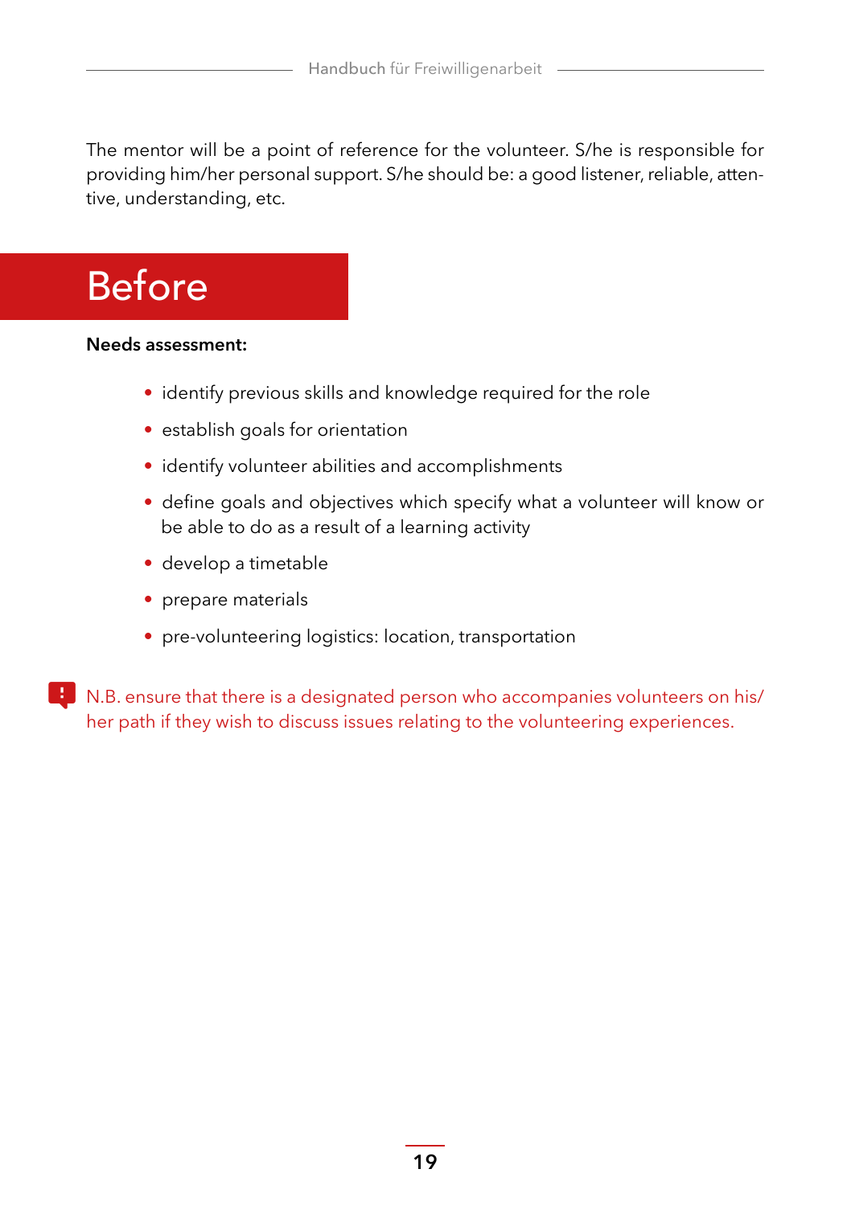The mentor will be a point of reference for the volunteer. S/he is responsible for providing him/her personal support. S/he should be: a good listener, reliable, attentive, understanding, etc.

## Before

**Needs assessment:**

- identify previous skills and knowledge required for the role
- establish goals for orientation
- identify volunteer abilities and accomplishments
- define goals and objectives which specify what a volunteer will know or be able to do as a result of a learning activity
- develop a timetable
- prepare materials
- pre-volunteering logistics: location, transportation

N.B. ensure that there is a designated person who accompanies volunteers on his/her path if they wish to discuss issues relating to the volunteering experiences.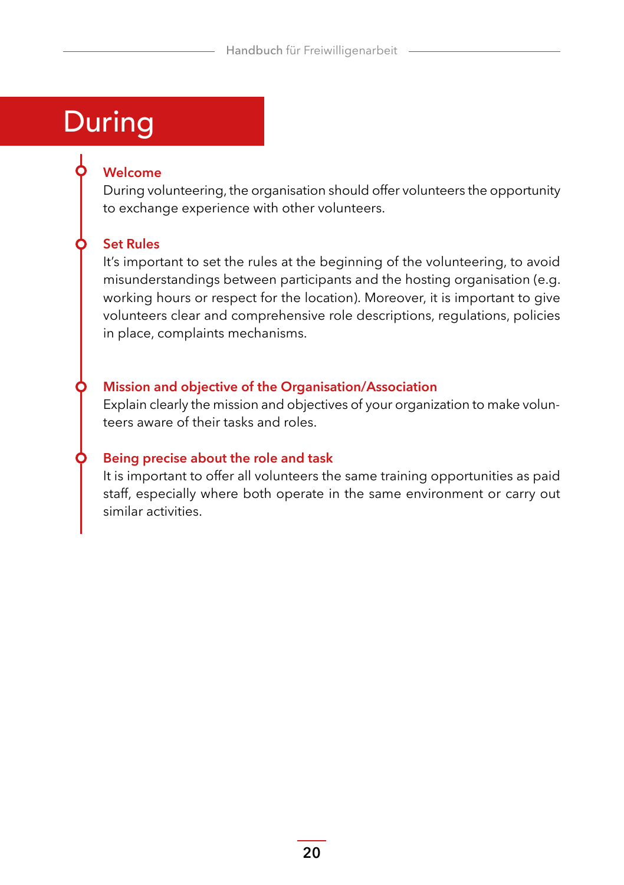# During

### Welcome

During volunteering, the organisation should offer volunteers the opportunity to exchange experience with other volunteers.

### Set Rules

It's important to set the rules at the beginning of the volunteering, to avoid misunderstandings between participants and the hosting organisation (e.g. working hours or respect for the location). Moreover, it is important to give volunteers clear and comprehensive role descriptions, regulations, policies in place, complaints mechanisms.

### Mission and objective of the Organisation/Association

Explain clearly the mission and objectives of your organization to make volunteers aware of their tasks and roles.

### Being precise about the role and task

It is important to offer all volunteers the same training opportunities as paid staff, especially where both operate in the same environment or carry out similar activities.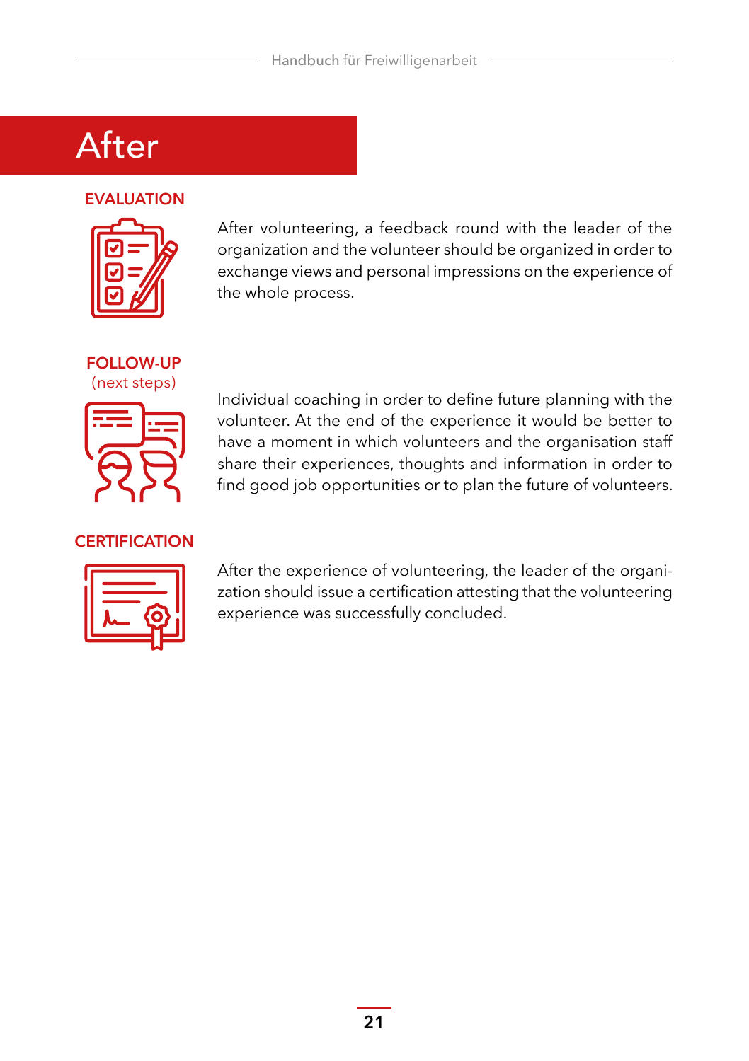# After

## EVALUATION

After volunteering, a feedback round with the leader of the organization and the volunteer should be organized in order to exchange views and personal impressions on the experience of the whole process.

## FOLLOW-UP
(next steps)

Individual coaching in order to define future planning with the volunteer. At the end of the experience it would be better to have a moment in which volunteers and the organisation staff share their experiences, thoughts and information in order to find good job opportunities or to plan the future of volunteers.

## CERTIFICATION

After the experience of volunteering, the leader of the organization should issue a certification attesting that the volunteering experience was successfully concluded.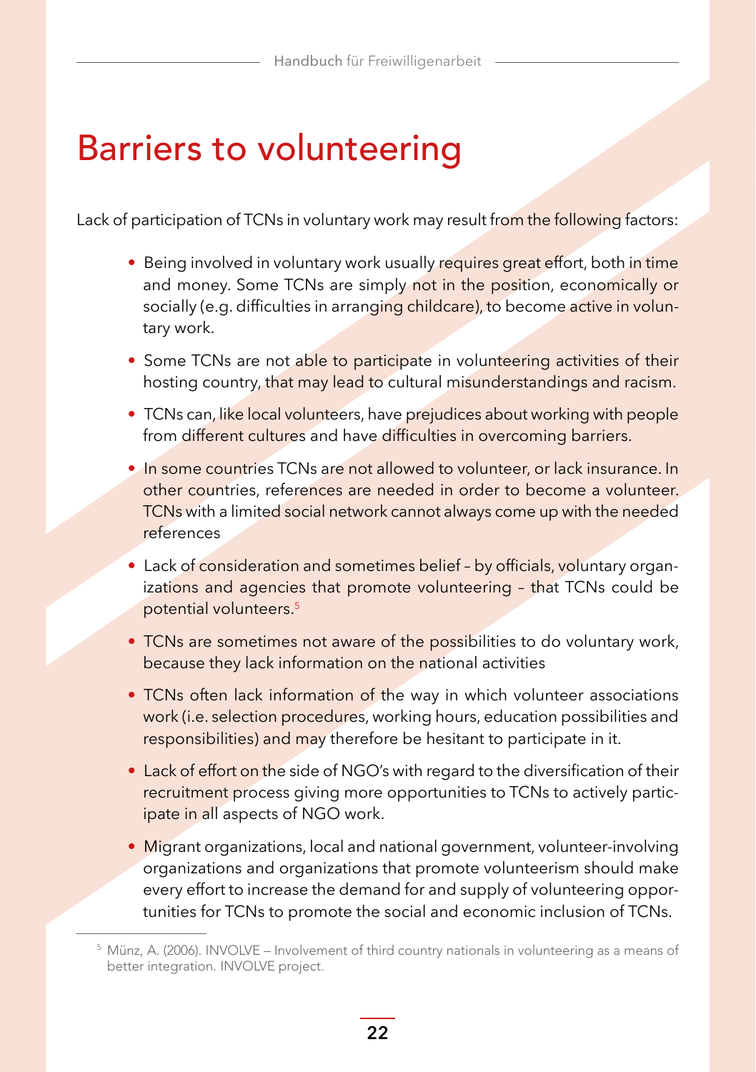# Barriers to volunteering

Lack of participation of TCNs in voluntary work may result from the following factors:

- Being involved in voluntary work usually requires great effort, both in time and money. Some TCNs are simply not in the position, economically or socially (e.g. difficulties in arranging childcare), to become active in voluntary work.
- Some TCNs are not able to participate in volunteering activities of their hosting country, that may lead to cultural misunderstandings and racism.
- TCNs can, like local volunteers, have prejudices about working with people from different cultures and have difficulties in overcoming barriers.
- In some countries TCNs are not allowed to volunteer, or lack insurance. In other countries, references are needed in order to become a volunteer. TCNs with a limited social network cannot always come up with the needed references
- Lack of consideration and sometimes belief – by officials, voluntary organizations and agencies that promote volunteering – that TCNs could be potential volunteers.[5]
- TCNs are sometimes not aware of the possibilities to do voluntary work, because they lack information on the national activities
- TCNs often lack information of the way in which volunteer associations work (i.e. selection procedures, working hours, education possibilities and responsibilities) and may therefore be hesitant to participate in it.
- Lack of effort on the side of NGO's with regard to the diversification of their recruitment process giving more opportunities to TCNs to actively participate in all aspects of NGO work.
- Migrant organizations, local and national government, volunteer-involving organizations and organizations that promote volunteerism should make every effort to increase the demand for and supply of volunteering opportunities for TCNs to promote the social and economic inclusion of TCNs.

---

[5] Münz, A. (2006). INVOLVE – Involvement of third country nationals in volunteering as a means of better integration. INVOLVE project.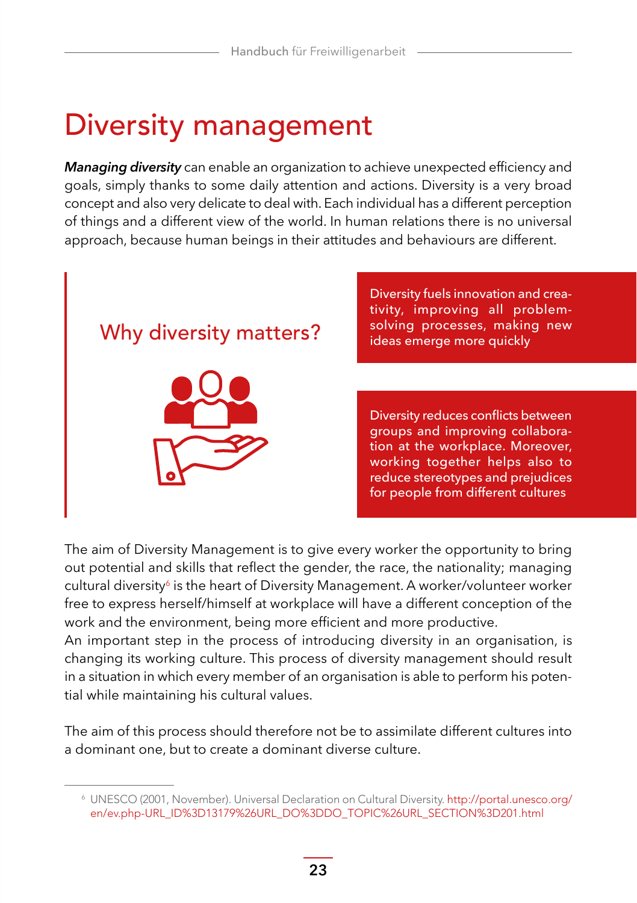# Diversity management

***Managing diversity*** can enable an organization to achieve unexpected efficiency and goals, simply thanks to some daily attention and actions. Diversity is a very broad concept and also very delicate to deal with. Each individual has a different perception of things and a different view of the world. In human relations there is no universal approach, because human beings in their attitudes and behaviours are different.

## Why diversity matters?

Diversity fuels innovation and creativity, improving all problem-solving processes, making new ideas emerge more quickly

Diversity reduces conflicts between groups and improving collaboration at the workplace. Moreover, working together helps also to reduce stereotypes and prejudices for people from different cultures

The aim of Diversity Management is to give every worker the opportunity to bring out potential and skills that reflect the gender, the race, the nationality; managing cultural diversity[6] is the heart of Diversity Management. A worker/volunteer worker free to express herself/himself at workplace will have a different conception of the work and the environment, being more efficient and more productive.
An important step in the process of introducing diversity in an organisation, is changing its working culture. This process of diversity management should result in a situation in which every member of an organisation is able to perform his potential while maintaining his cultural values.

The aim of this process should therefore not be to assimilate different cultures into a dominant one, but to create a dominant diverse culture.

---

[6] UNESCO (2001, November). Universal Declaration on Cultural Diversity. http://portal.unesco.org/en/ev.php-URL_ID%3D13179%26URL_DO%3DDO_TOPIC%26URL_SECTION%3D201.html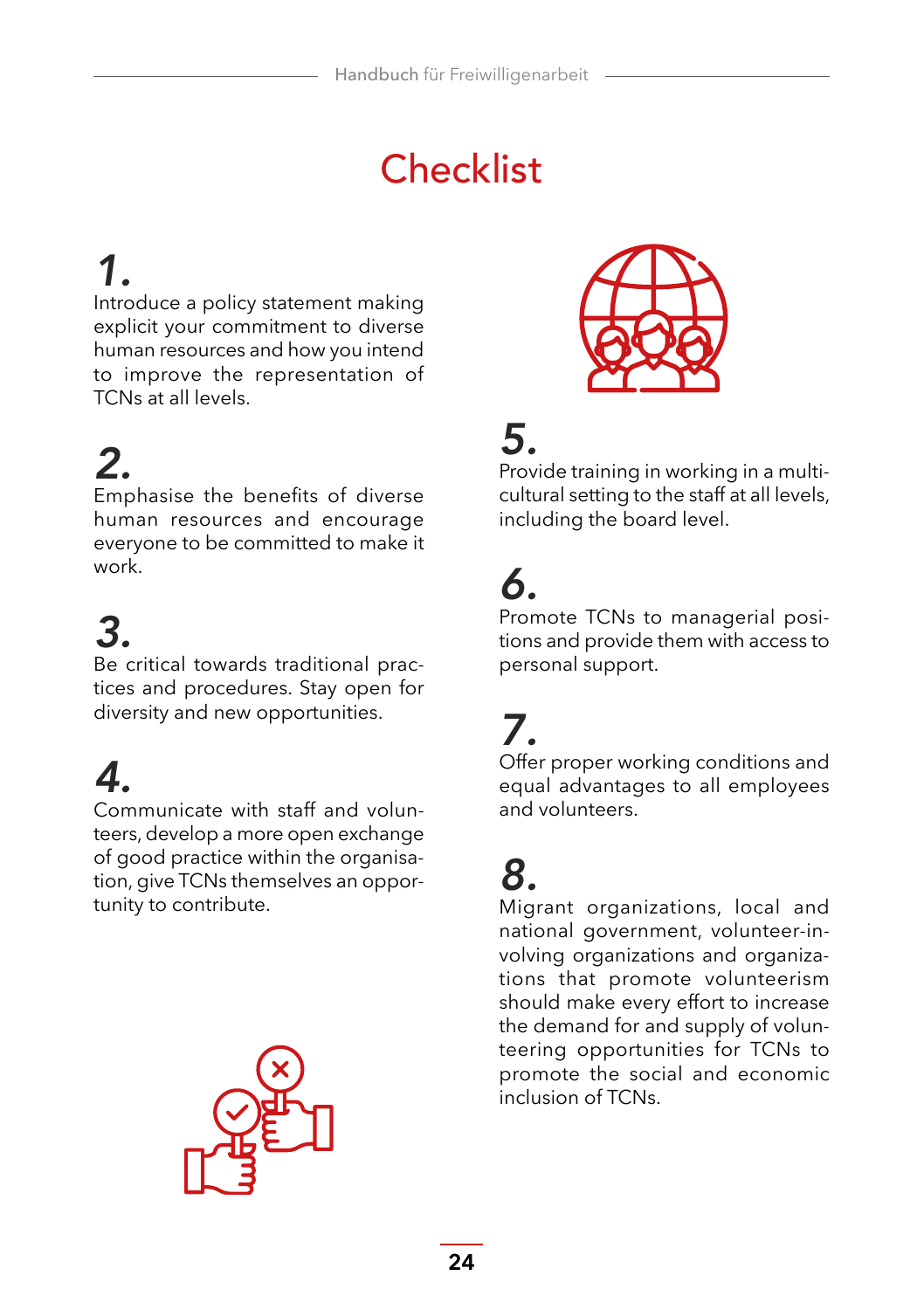# Checklist

**1.**
Introduce a policy statement making explicit your commitment to diverse human resources and how you intend to improve the representation of TCNs at all levels.

**2.**
Emphasise the benefits of diverse human resources and encourage everyone to be committed to make it work.

**3.**
Be critical towards traditional practices and procedures. Stay open for diversity and new opportunities.

**4.**
Communicate with staff and volunteers, develop a more open exchange of good practice within the organisation, give TCNs themselves an opportunity to contribute.

**5.**
Provide training in working in a multicultural setting to the staff at all levels, including the board level.

**6.**
Promote TCNs to managerial positions and provide them with access to personal support.

**7.**
Offer proper working conditions and equal advantages to all employees and volunteers.

**8.**
Migrant organizations, local and national government, volunteer-involving organizations and organizations that promote volunteerism should make every effort to increase the demand for and supply of volunteering opportunities for TCNs to promote the social and economic inclusion of TCNs.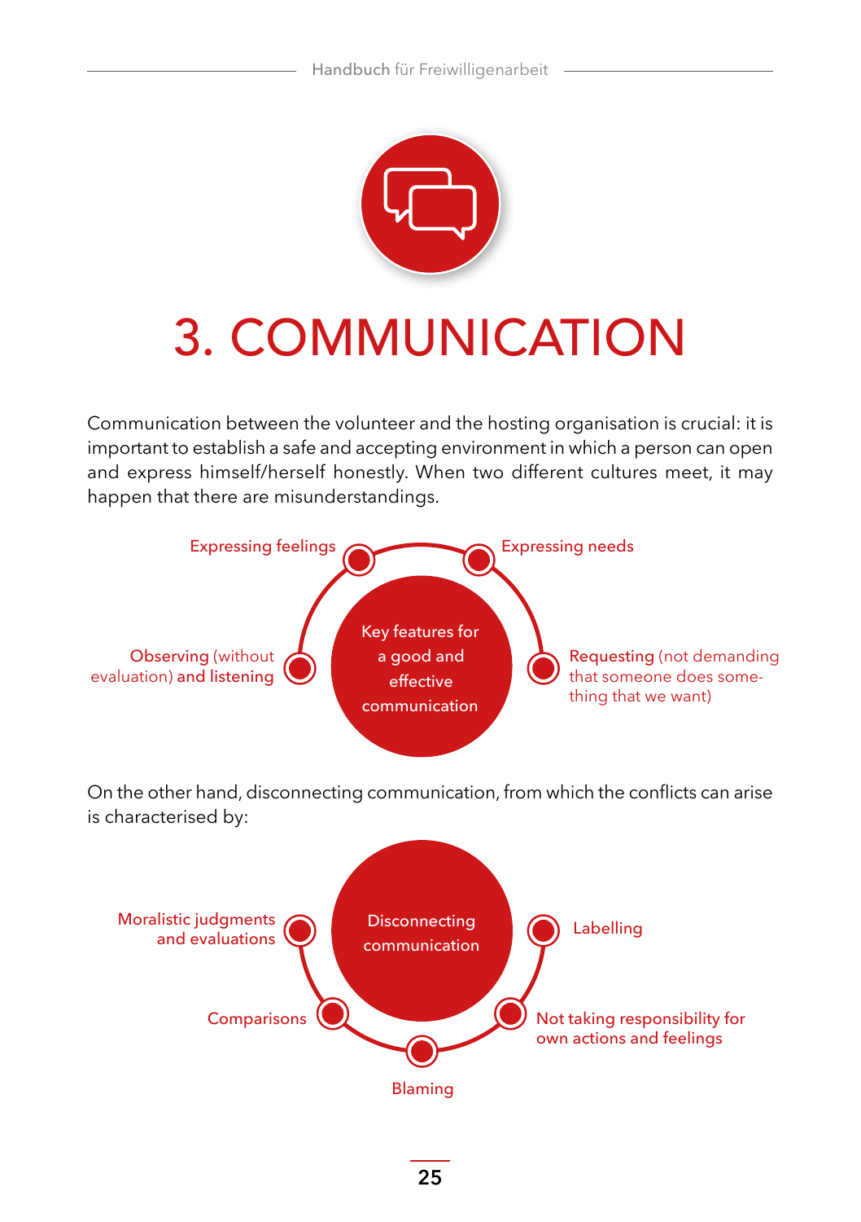// INSTRUCTION: Compile the page as Markdown, keeping the original wording and reading order.
# 3. COMMUNICATION

Communication between the volunteer and the hosting organisation is crucial: it is important to establish a safe and accepting environment in which a person can open and express himself/herself honestly. When two different cultures meet, it may happen that there are misunderstandings.

**Key features for a good and effective communication**

- **Expressing feelings**
- **Expressing needs**
- **Observing** (without evaluation) **and listening**
- **Requesting** (not demanding that someone does something that we want)

On the other hand, disconnecting communication, from which the conflicts can arise is characterised by:

**Disconnecting communication**

- Moralistic judgments and evaluations
- Labelling
- Comparisons
- Not taking responsibility for own actions and feelings
- Blaming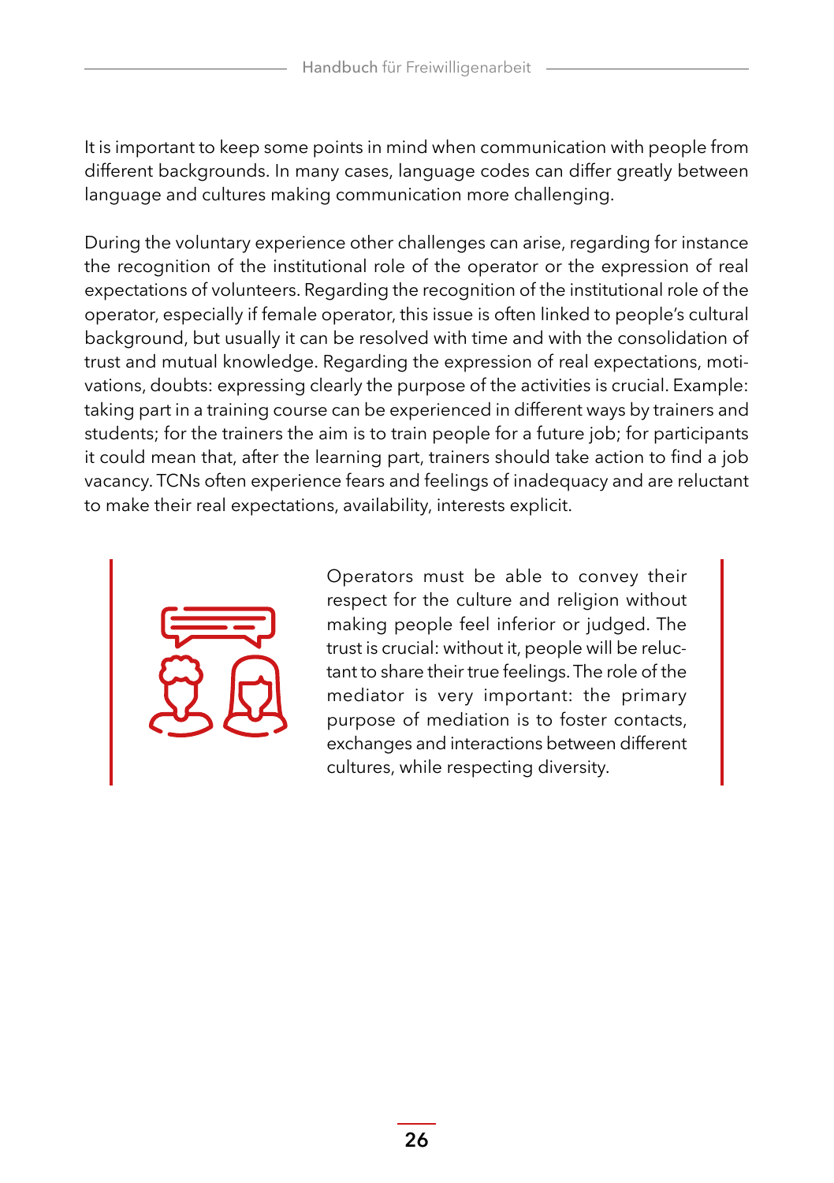It is important to keep some points in mind when communication with people from different backgrounds. In many cases, language codes can differ greatly between language and cultures making communication more challenging.

During the voluntary experience other challenges can arise, regarding for instance the recognition of the institutional role of the operator or the expression of real expectations of volunteers. Regarding the recognition of the institutional role of the operator, especially if female operator, this issue is often linked to people's cultural background, but usually it can be resolved with time and with the consolidation of trust and mutual knowledge. Regarding the expression of real expectations, motivations, doubts: expressing clearly the purpose of the activities is crucial. Example: taking part in a training course can be experienced in different ways by trainers and students; for the trainers the aim is to train people for a future job; for participants it could mean that, after the learning part, trainers should take action to find a job vacancy. TCNs often experience fears and feelings of inadequacy and are reluctant to make their real expectations, availability, interests explicit.

Operators must be able to convey their respect for the culture and religion without making people feel inferior or judged. The trust is crucial: without it, people will be reluctant to share their true feelings. The role of the mediator is very important: the primary purpose of mediation is to foster contacts, exchanges and interactions between different cultures, while respecting diversity.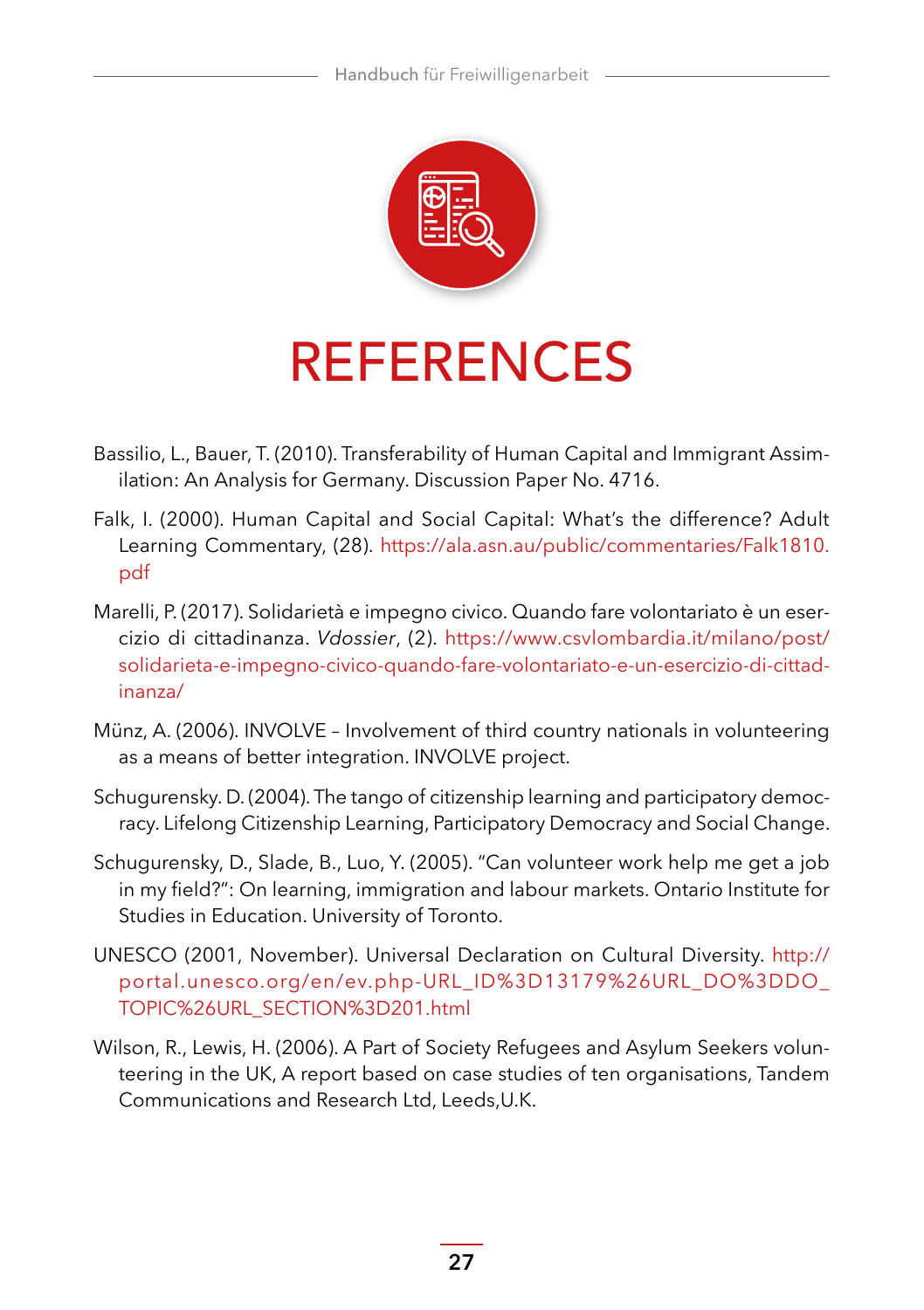# REFERENCES

Bassilio, L., Bauer, T. (2010). Transferability of Human Capital and Immigrant Assimilation: An Analysis for Germany. Discussion Paper No. 4716.

Falk, I. (2000). Human Capital and Social Capital: What's the difference? Adult Learning Commentary, (28). https://ala.asn.au/public/commentaries/Falk1810.pdf

Marelli, P. (2017). Solidarietà e impegno civico. Quando fare volontariato è un esercizio di cittadinanza. *Vdossier*, (2). https://www.csvlombardia.it/milano/post/solidarieta-e-impegno-civico-quando-fare-volontariato-e-un-esercizio-di-cittadinanza/

Münz, A. (2006). INVOLVE – Involvement of third country nationals in volunteering as a means of better integration. INVOLVE project.

Schugurensky. D. (2004). The tango of citizenship learning and participatory democracy. Lifelong Citizenship Learning, Participatory Democracy and Social Change.

Schugurensky, D., Slade, B., Luo, Y. (2005). "Can volunteer work help me get a job in my field?": On learning, immigration and labour markets. Ontario Institute for Studies in Education. University of Toronto.

UNESCO (2001, November). Universal Declaration on Cultural Diversity. http://portal.unesco.org/en/ev.php-URL_ID%3D13179%26URL_DO%3DDO_TOPIC%26URL_SECTION%3D201.html

Wilson, R., Lewis, H. (2006). A Part of Society Refugees and Asylum Seekers volunteering in the UK, A report based on case studies of ten organisations, Tandem Communications and Research Ltd, Leeds,U.K.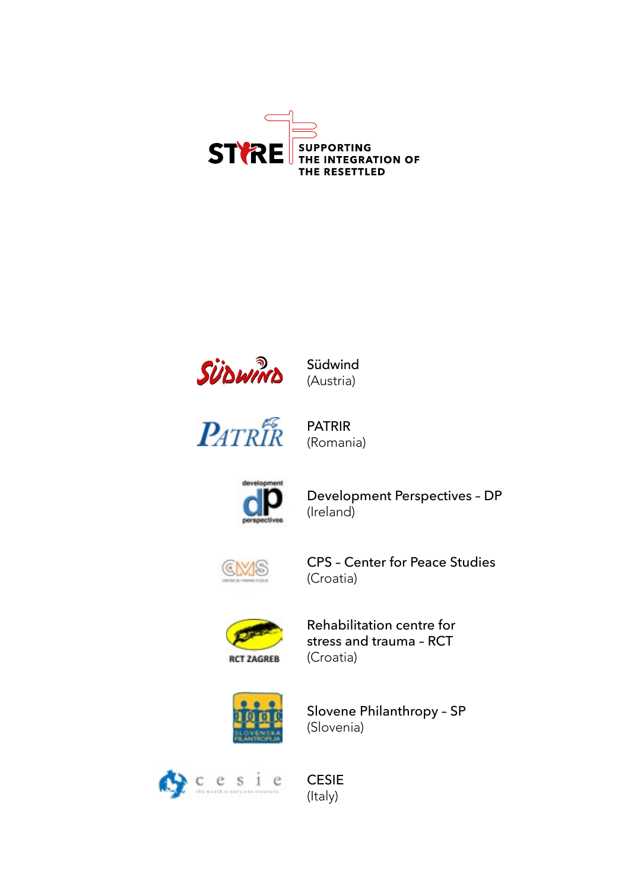STYRE

SUPPORTING THE INTEGRATION OF THE RESETTLED

Südwind
(Austria)

PATRIR
(Romania)

Development Perspectives – DP
(Ireland)

CPS – Center for Peace Studies
(Croatia)

Rehabilitation centre for stress and trauma – RCT
(Croatia)

Slovene Philanthropy – SP
(Slovenia)

CESIE
(Italy)